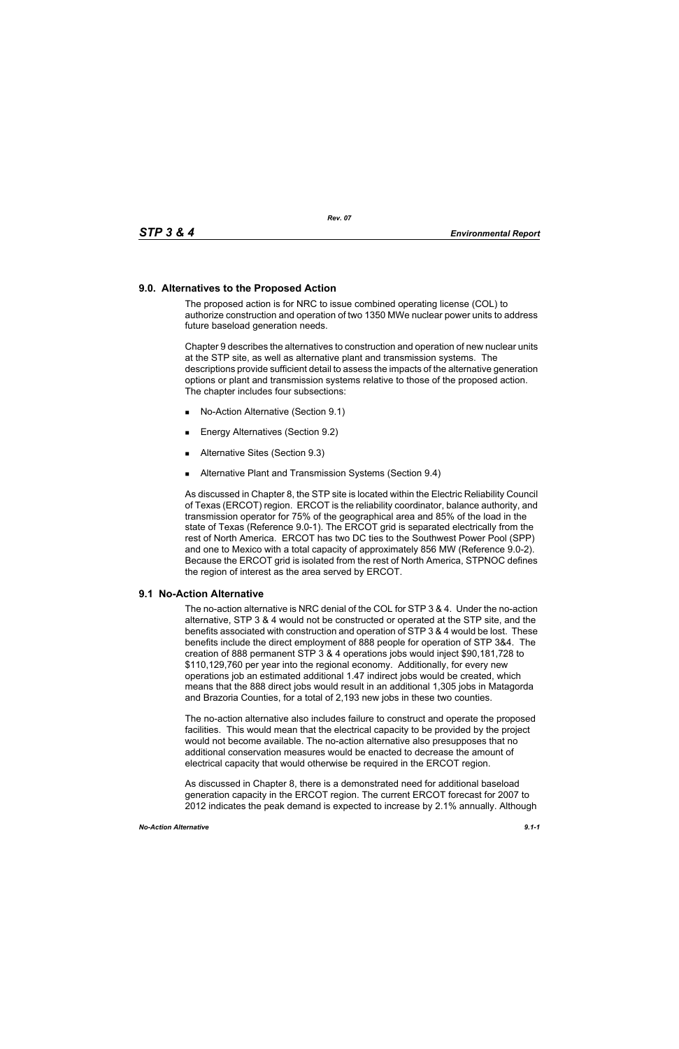## 9.0. Alternatives to the Proposed Action

The proposed action is for NRC to issue combined operating license (COL) to authorize construction and operation of two 1350 MWe nuclear power units to address future baseload generation needs.

Chapter 9 describes the alternatives to construction and operation of new nuclear units at the STP site, as well as alternative plant and transmission systems. The descriptions provide sufficient detail to assess the impacts of the alternative generation options or plant and transmission systems relative to those of the proposed action. The chapter includes four subsections:

- No-Action Alternative (Section 9.1)
- Energy Alternatives (Section 9.2)
- Alternative Sites (Section 9.3)
- Alternative Plant and Transmission Systems (Section 9.4)

As discussed in Chapter 8, the STP site is located within the Electric Reliability Council of Texas (ERCOT) region. ERCOT is the reliability coordinator, balance authority, and transmission operator for 75% of the geographical area and 85% of the load in the state of Texas (Reference 9.0-1). The ERCOT grid is separated electrically from the rest of North America. ERCOT has two DC ties to the Southwest Power Pool (SPP) and one to Mexico with a total capacity of approximately 856 MW (Reference 9.0-2). Because the ERCOT grid is isolated from the rest of North America, STPNOC defines the region of interest as the area served by ERCOT.

## 9.1 No-Action Alternative

The no-action alternative is NRC denial of the COL for STP 3 & 4. Under the no-action alternative, STP 3 & 4 would not be constructed or operated at the STP site, and the benefits associated with construction and operation of STP 3 & 4 would be lost. These benefits include the direct employment of 888 people for operation of STP 3&4. The creation of 888 permanent STP 3 & 4 operations jobs would inject $90,181,728 to $110,129,760 per year into the regional economy. Additionally, for every new operations job an estimated additional 1.47 indirect jobs would be created, which means that the 888 direct jobs would result in an additional 1,305 jobs in Matagorda and Brazoria Counties, for a total of 2,193 new jobs in these two counties.

The no-action alternative also includes failure to construct and operate the proposed facilities. This would mean that the electrical capacity to be provided by the project would not become available. The no-action alternative also presupposes that no additional conservation measures would be enacted to decrease the amount of electrical capacity that would otherwise be required in the ERCOT region.

As discussed in Chapter 8, there is a demonstrated need for additional baseload generation capacity in the ERCOT region. The current ERCOT forecast for 2007 to 2012 indicates the peak demand is expected to increase by 2.1% annually. Although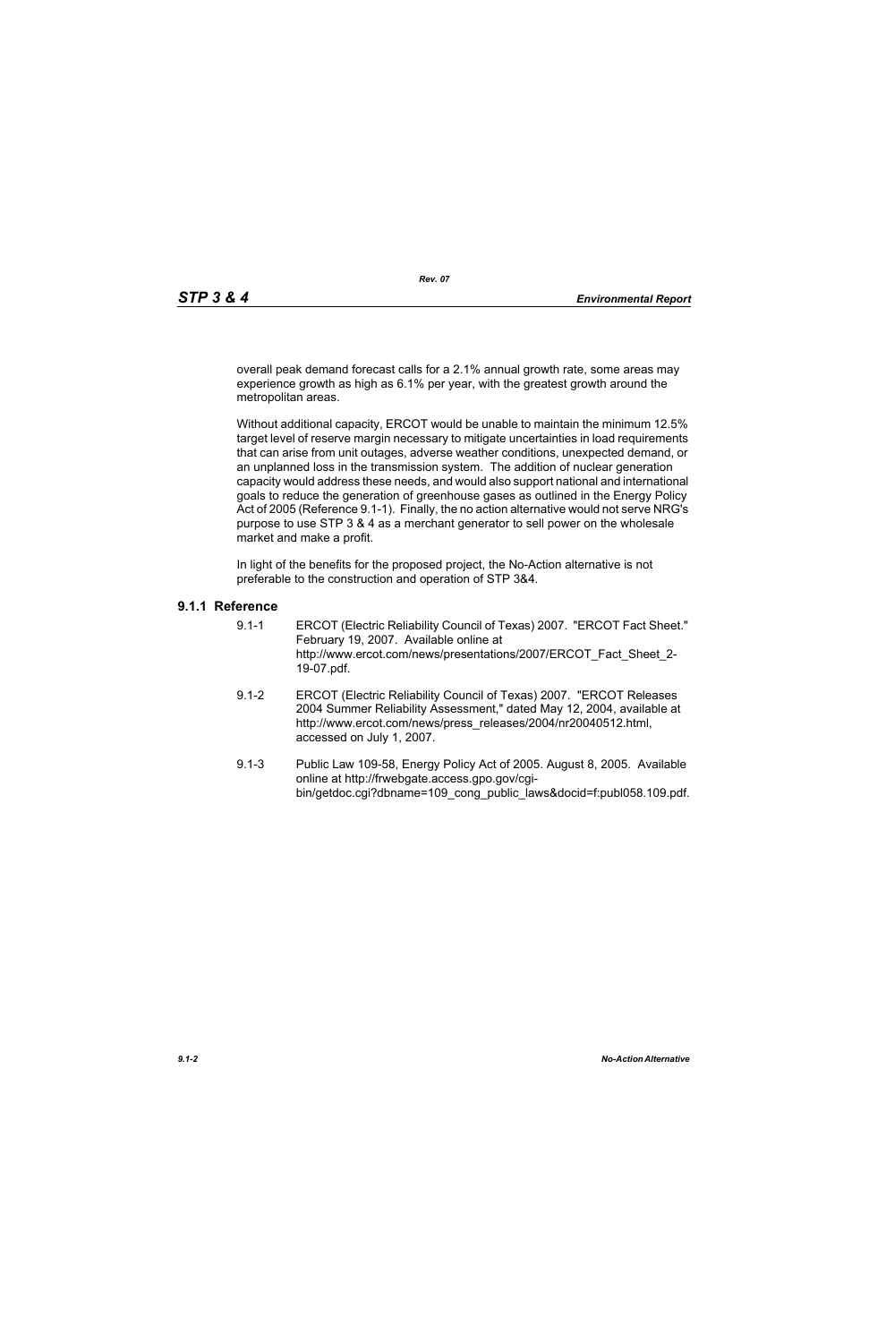overall peak demand forecast calls for a 2.1% annual growth rate, some areas may experience growth as high as 6.1% per year, with the greatest growth around the metropolitan areas.

Without additional capacity, ERCOT would be unable to maintain the minimum 12.5% target level of reserve margin necessary to mitigate uncertainties in load requirements that can arise from unit outages, adverse weather conditions, unexpected demand, or an unplanned loss in the transmission system. The addition of nuclear generation capacity would address these needs, and would also support national and international goals to reduce the generation of greenhouse gases as outlined in the Energy Policy Act of 2005 (Reference 9.1-1). Finally, the no action alternative would not serve NRG's purpose to use STP 3 & 4 as a merchant generator to sell power on the wholesale market and make a profit.

In light of the benefits for the proposed project, the No-Action alternative is not preferable to the construction and operation of STP 3&4.

### 9.1.1 Reference

9.1-1 ERCOT (Electric Reliability Council of Texas) 2007. "ERCOT Fact Sheet." February 19, 2007. Available online at http://www.ercot.com/news/presentations/2007/ERCOT_Fact_Sheet_2-19-07.pdf.

9.1-2 ERCOT (Electric Reliability Council of Texas) 2007. "ERCOT Releases 2004 Summer Reliability Assessment," dated May 12, 2004, available at http://www.ercot.com/news/press_releases/2004/nr20040512.html, accessed on July 1, 2007.

9.1-3 Public Law 109-58, Energy Policy Act of 2005. August 8, 2005. Available online at http://frwebgate.access.gpo.gov/cgi-bin/getdoc.cgi?dbname=109_cong_public_laws&docid=f:publ058.109.pdf.